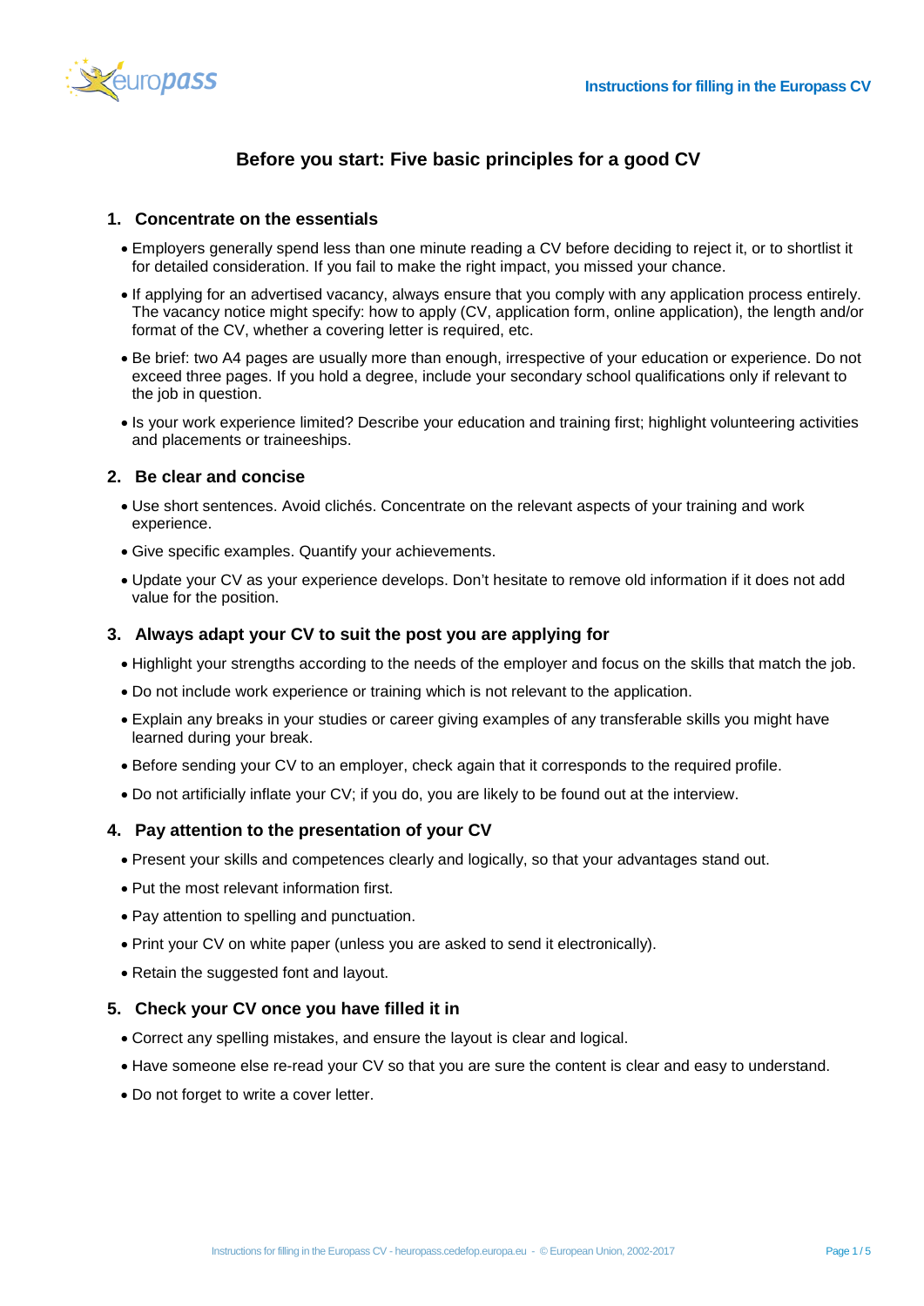# Before you start: Five basic principles for a good CV

## 1. Concentrate on the essentials

- Employers generally spend less than one minute reading a CV before deciding to reject it, or to shortlist it for detailed consideration. If you fail to make the right impact, you missed your chance.
- If applying for an advertised vacancy, always ensure that you comply with any application process entirely. The vacancy notice might specify: how to apply (CV, application form, online application), the length and/or format of the CV, whether a covering letter is required, etc.
- Be brief: two A4 pages are usually more than enough, irrespective of your education or experience. Do not exceed three pages. If you hold a degree, include your secondary school qualifications only if relevant to the job in question.
- Is your work experience limited? Describe your education and training first; highlight volunteering activities and placements or traineeships.

## 2. Be clear and concise

- Use short sentences. Avoid clichés. Concentrate on the relevant aspects of your training and work experience.
- Give specific examples. Quantify your achievements.
- Update your CV as your experience develops. Don't hesitate to remove old information if it does not add value for the position.

## 3. Always adapt your CV to suit the post you are applying for

- Highlight your strengths according to the needs of the employer and focus on the skills that match the job.
- Do not include work experience or training which is not relevant to the application.
- Explain any breaks in your studies or career giving examples of any transferable skills you might have learned during your break.
- Before sending your CV to an employer, check again that it corresponds to the required profile.
- Do not artificially inflate your CV; if you do, you are likely to be found out at the interview.

## 4. Pay attention to the presentation of your CV

- Present your skills and competences clearly and logically, so that your advantages stand out.
- Put the most relevant information first.
- Pay attention to spelling and punctuation.
- Print your CV on white paper (unless you are asked to send it electronically).
- Retain the suggested font and layout.

## 5. Check your CV once you have filled it in

- Correct any spelling mistakes, and ensure the layout is clear and logical.
- Have someone else re-read your CV so that you are sure the content is clear and easy to understand.
- Do not forget to write a cover letter.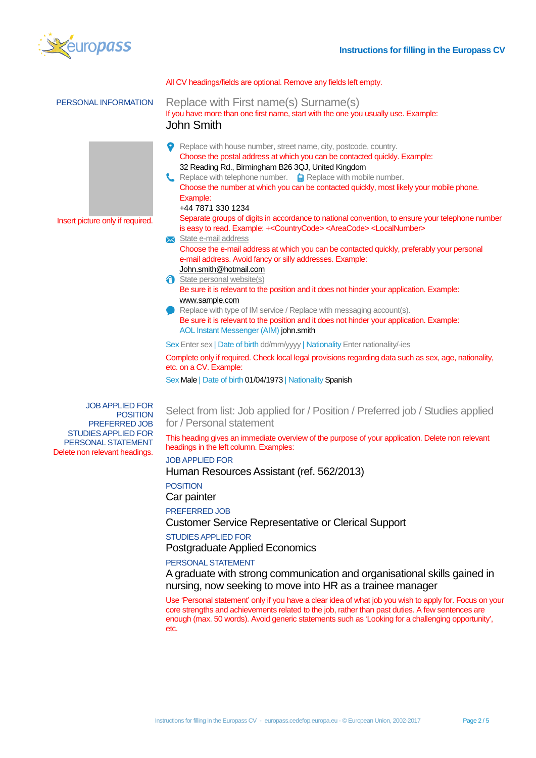All CV headings/fields are optional. Remove any fields left empty.

## PERSONAL INFORMATION

Replace with First name(s) Surname(s)

If you have more than one first name, start with the one you usually use. Example:

John Smith

Insert picture only if required.

Replace with house number, street name, city, postcode, country.

Choose the postal address at which you can be contacted quickly. Example:

32 Reading Rd., Birmingham B26 3QJ, United Kingdom

Replace with telephone number. Replace with mobile number.

Choose the number at which you can be contacted quickly, most likely your mobile phone. Example:

+44 7871 330 1234

Separate groups of digits in accordance to national convention, to ensure your telephone number is easy to read. Example: +<CountryCode> <AreaCode> <LocalNumber>

State e-mail address

Choose the e-mail address at which you can be contacted quickly, preferably your personal e-mail address. Avoid fancy or silly addresses. Example:

John.smith@hotmail.com

State personal website(s)

Be sure it is relevant to the position and it does not hinder your application. Example:

www.sample.com

Replace with type of IM service / Replace with messaging account(s).

Be sure it is relevant to the position and it does not hinder your application. Example:

AOL Instant Messenger (AIM) john.smith

Sex Enter sex | Date of birth dd/mm/yyyy | Nationality Enter nationality/-ies

Complete only if required. Check local legal provisions regarding data such as sex, age, nationality, etc. on a CV. Example:

Sex Male | Date of birth 01/04/1973 | Nationality Spanish

## JOB APPLIED FOR / POSITION / PREFERRED JOB / STUDIES APPLIED FOR / PERSONAL STATEMENT

Delete non relevant headings.

Select from list: Job applied for / Position / Preferred job / Studies applied for / Personal statement

This heading gives an immediate overview of the purpose of your application. Delete non relevant headings in the left column. Examples:

JOB APPLIED FOR

Human Resources Assistant (ref. 562/2013)

POSITION

Car painter

PREFERRED JOB

Customer Service Representative or Clerical Support

STUDIES APPLIED FOR

Postgraduate Applied Economics

PERSONAL STATEMENT

A graduate with strong communication and organisational skills gained in nursing, now seeking to move into HR as a trainee manager

Use 'Personal statement' only if you have a clear idea of what job you wish to apply for. Focus on your core strengths and achievements related to the job, rather than past duties. A few sentences are enough (max. 50 words). Avoid generic statements such as 'Looking for a challenging opportunity', etc.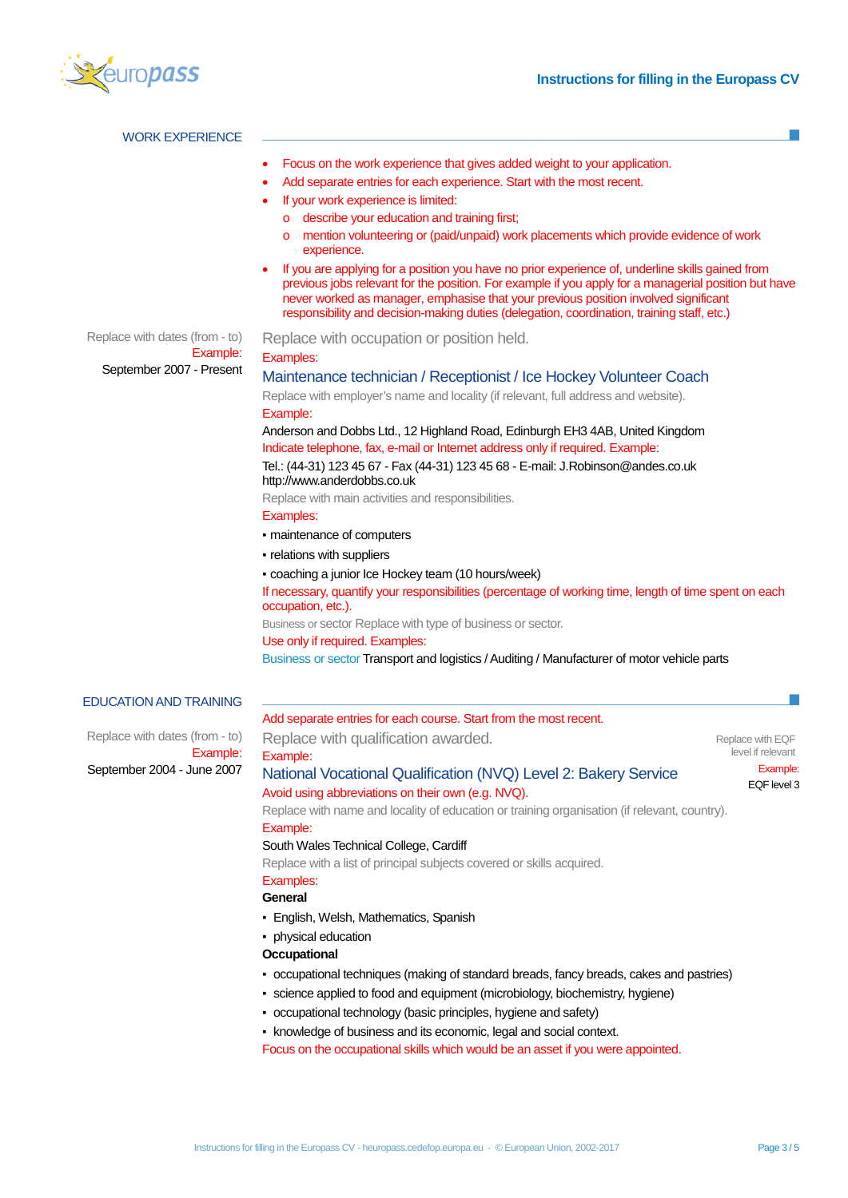## WORK EXPERIENCE

- Focus on the work experience that gives added weight to your application.
- Add separate entries for each experience. Start with the most recent.
- If your work experience is limited:
  - describe your education and training first;
  - mention volunteering or (paid/unpaid) work placements which provide evidence of work experience.
- If you are applying for a position you have no prior experience of, underline skills gained from previous jobs relevant for the position. For example if you apply for a managerial position but have never worked as manager, emphasise that your previous position involved significant responsibility and decision-making duties (delegation, coordination, training staff, etc.)

Replace with dates (from - to)
Example:
September 2007 - Present

Replace with occupation or position held.
Examples:
Maintenance technician / Receptionist / Ice Hockey Volunteer Coach

Replace with employer's name and locality (if relevant, full address and website).
Example:
Anderson and Dobbs Ltd., 12 Highland Road, Edinburgh EH3 4AB, United Kingdom

Indicate telephone, fax, e-mail or Internet address only if required. Example:
Tel.: (44-31) 123 45 67 - Fax (44-31) 123 45 68 - E-mail: J.Robinson@andes.co.uk
http://www.anderdobbs.co.uk

Replace with main activities and responsibilities.
Examples:

- maintenance of computers
- relations with suppliers
- coaching a junior Ice Hockey team (10 hours/week)

If necessary, quantify your responsibilities (percentage of working time, length of time spent on each occupation, etc.).

Business or sector Replace with type of business or sector.
Use only if required. Examples:
Business or sector Transport and logistics / Auditing / Manufacturer of motor vehicle parts

## EDUCATION AND TRAINING

Add separate entries for each course. Start from the most recent.

Replace with dates (from - to)
Example:
September 2004 - June 2007

Replace with qualification awarded.
Example:
National Vocational Qualification (NVQ) Level 2: Bakery Service

Replace with EQF level if relevant
Example:
EQF level 3

Avoid using abbreviations on their own (e.g. NVQ).

Replace with name and locality of education or training organisation (if relevant, country).
Example:
South Wales Technical College, Cardiff

Replace with a list of principal subjects covered or skills acquired.
Examples:

**General**

- English, Welsh, Mathematics, Spanish
- physical education

**Occupational**

- occupational techniques (making of standard breads, fancy breads, cakes and pastries)
- science applied to food and equipment (microbiology, biochemistry, hygiene)
- occupational technology (basic principles, hygiene and safety)
- knowledge of business and its economic, legal and social context.

Focus on the occupational skills which would be an asset if you were appointed.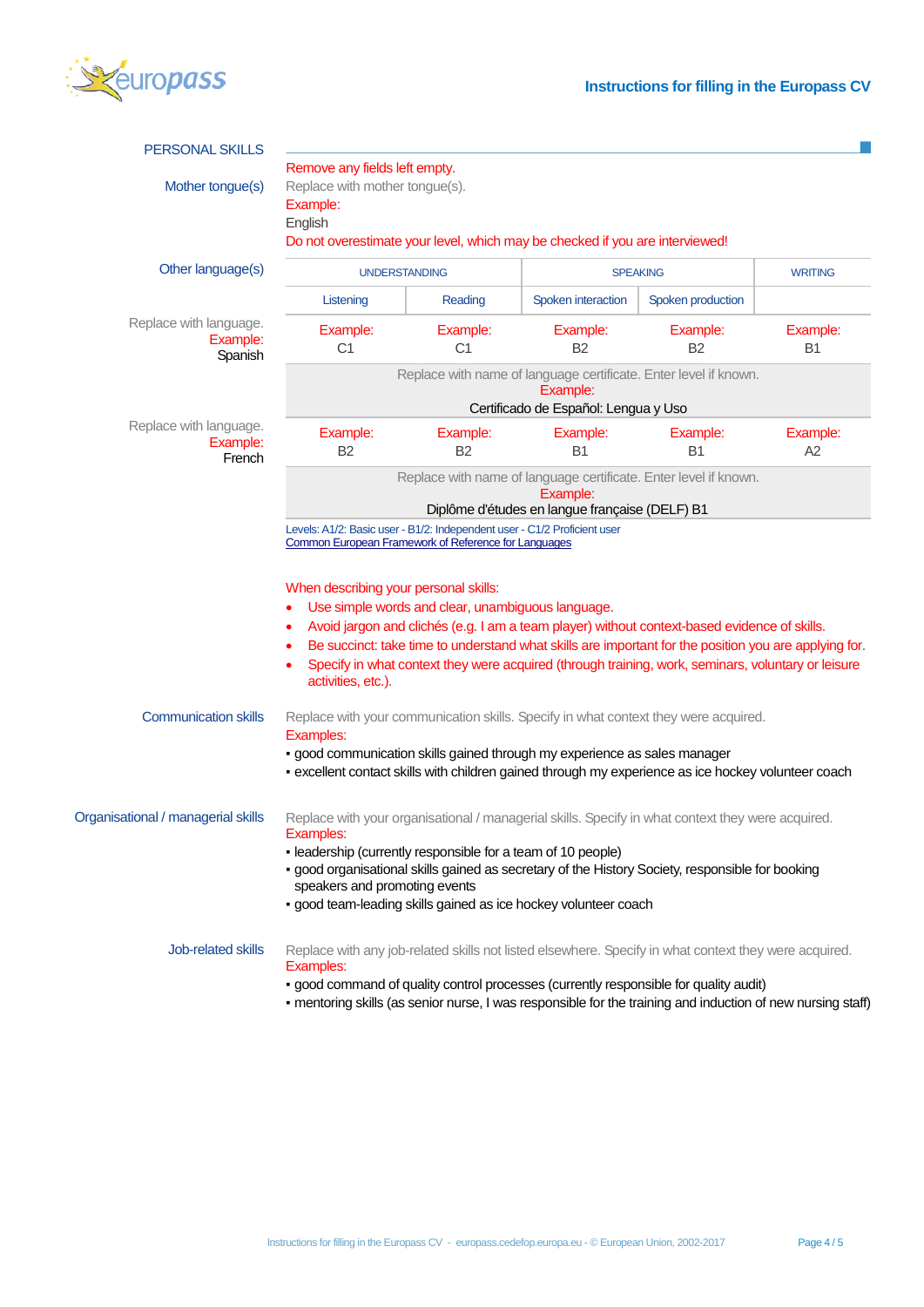## PERSONAL SKILLS

Remove any fields left empty.

**Mother tongue(s)**

Replace with mother tongue(s).
Example:
English

Do not overestimate your level, which may be checked if you are interviewed!

**Other language(s)**

| | UNDERSTANDING | | SPEAKING | | WRITING |
|---|---|---|---|---|---|
| | Listening | Reading | Spoken interaction | Spoken production | |
| Replace with language. Example: Spanish | Example: C1 | Example: C1 | Example: B2 | Example: B2 | Example: B1 |
| | Replace with name of language certificate. Enter level if known. Example: Certificado de Español: Lengua y Uso | | | | |
| Replace with language. Example: French | Example: B2 | Example: B2 | Example: B1 | Example: B1 | Example: A2 |
| | Replace with name of language certificate. Enter level if known. Example: Diplôme d'études en langue française (DELF) B1 | | | | |

Levels: A1/2: Basic user - B1/2: Independent user - C1/2 Proficient user
Common European Framework of Reference for Languages

When describing your personal skills:

- Use simple words and clear, unambiguous language.
- Avoid jargon and clichés (e.g. I am a team player) without context-based evidence of skills.
- Be succinct: take time to understand what skills are important for the position you are applying for.
- Specify in what context they were acquired (through training, work, seminars, voluntary or leisure activities, etc.).

**Communication skills**

Replace with your communication skills. Specify in what context they were acquired.
Examples:
- good communication skills gained through my experience as sales manager
- excellent contact skills with children gained through my experience as ice hockey volunteer coach

**Organisational / managerial skills**

Replace with your organisational / managerial skills. Specify in what context they were acquired.
Examples:
- leadership (currently responsible for a team of 10 people)
- good organisational skills gained as secretary of the History Society, responsible for booking speakers and promoting events
- good team-leading skills gained as ice hockey volunteer coach

**Job-related skills**

Replace with any job-related skills not listed elsewhere. Specify in what context they were acquired.
Examples:
- good command of quality control processes (currently responsible for quality audit)
- mentoring skills (as senior nurse, I was responsible for the training and induction of new nursing staff)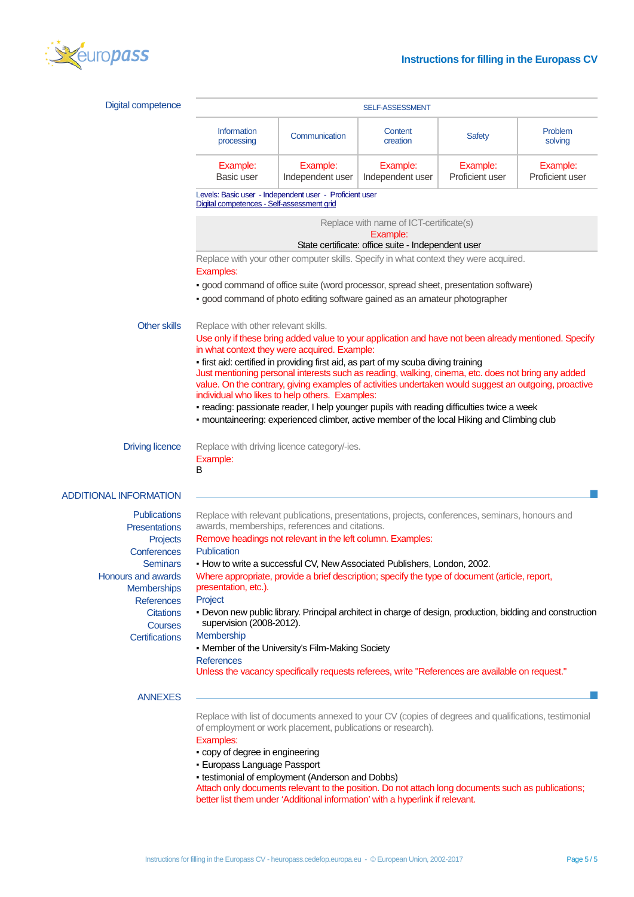### Digital competence

| SELF-ASSESSMENT | | | | |
|---|---|---|---|---|
| Information processing | Communication | Content creation | Safety | Problem solving |
| Example: Basic user | Example: Independent user | Example: Independent user | Example: Proficient user | Example: Proficient user |

Levels: Basic user - Independent user - Proficient user
Digital competences - Self-assessment grid

Replace with name of ICT-certificate(s)
Example:
State certificate: office suite - Independent user

Replace with your other computer skills. Specify in what context they were acquired.
Examples:

- good command of office suite (word processor, spread sheet, presentation software)
- good command of photo editing software gained as an amateur photographer

### Other skills

Replace with other relevant skills.

Use only if these bring added value to your application and have not been already mentioned. Specify in what context they were acquired. Example:

- first aid: certified in providing first aid, as part of my scuba diving training

Just mentioning personal interests such as reading, walking, cinema, etc. does not bring any added value. On the contrary, giving examples of activities undertaken would suggest an outgoing, proactive individual who likes to help others. Examples:

- reading: passionate reader, I help younger pupils with reading difficulties twice a week
- mountaineering: experienced climber, active member of the local Hiking and Climbing club

### Driving licence

Replace with driving licence category/-ies.
Example:
B

## ADDITIONAL INFORMATION

**Publications**
**Presentations**
**Projects**
**Conferences**
**Seminars**
**Honours and awards**
**Memberships**
**References**
**Citations**
**Courses**
**Certifications**

Replace with relevant publications, presentations, projects, conferences, seminars, honours and awards, memberships, references and citations.
Remove headings not relevant in the left column. Examples:

Publication

- How to write a successful CV, New Associated Publishers, London, 2002.

Where appropriate, provide a brief description; specify the type of document (article, report, presentation, etc.).

Project

- Devon new public library. Principal architect in charge of design, production, bidding and construction supervision (2008-2012).

Membership

- Member of the University's Film-Making Society

References

Unless the vacancy specifically requests referees, write "References are available on request."

## ANNEXES

Replace with list of documents annexed to your CV (copies of degrees and qualifications, testimonial of employment or work placement, publications or research).
Examples:

- copy of degree in engineering
- Europass Language Passport
- testimonial of employment (Anderson and Dobbs)

Attach only documents relevant to the position. Do not attach long documents such as publications; better list them under 'Additional information' with a hyperlink if relevant.